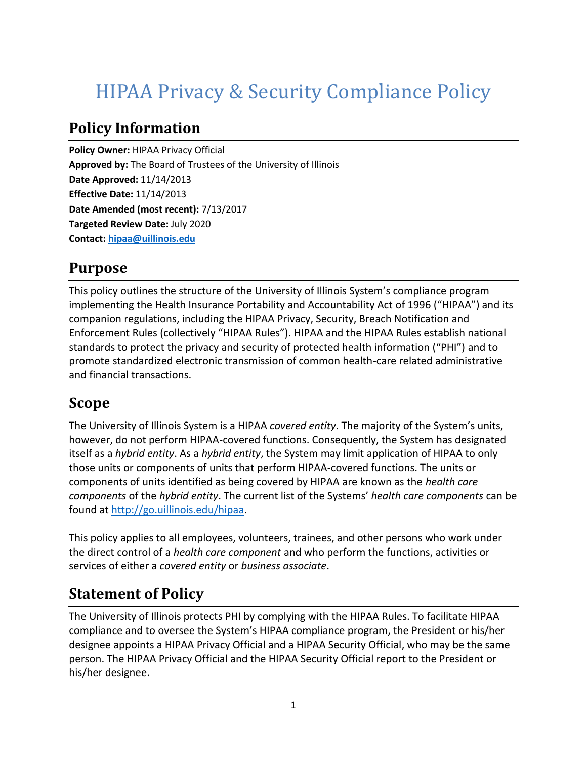# HIPAA Privacy & Security Compliance Policy

## Policy Information

**Policy Owner:** HIPAA Privacy Official
**Approved by:** The Board of Trustees of the University of Illinois
**Date Approved:** 11/14/2013
**Effective Date:** 11/14/2013
**Date Amended (most recent):** 7/13/2017
**Targeted Review Date:** July 2020
**Contact:** [hipaa@uillinois.edu](mailto:hipaa@uillinois.edu)

## Purpose

This policy outlines the structure of the University of Illinois System's compliance program implementing the Health Insurance Portability and Accountability Act of 1996 ("HIPAA") and its companion regulations, including the HIPAA Privacy, Security, Breach Notification and Enforcement Rules (collectively "HIPAA Rules"). HIPAA and the HIPAA Rules establish national standards to protect the privacy and security of protected health information ("PHI") and to promote standardized electronic transmission of common health-care related administrative and financial transactions.

## Scope

The University of Illinois System is a HIPAA *covered entity*. The majority of the System's units, however, do not perform HIPAA-covered functions. Consequently, the System has designated itself as a *hybrid entity*. As a *hybrid entity*, the System may limit application of HIPAA to only those units or components of units that perform HIPAA-covered functions. The units or components of units identified as being covered by HIPAA are known as the *health care components* of the *hybrid entity*. The current list of the Systems' *health care components* can be found at [http://go.uillinois.edu/hipaa](http://go.uillinois.edu/hipaa).

This policy applies to all employees, volunteers, trainees, and other persons who work under the direct control of a *health care component* and who perform the functions, activities or services of either a *covered entity* or *business associate*.

## Statement of Policy

The University of Illinois protects PHI by complying with the HIPAA Rules. To facilitate HIPAA compliance and to oversee the System's HIPAA compliance program, the President or his/her designee appoints a HIPAA Privacy Official and a HIPAA Security Official, who may be the same person. The HIPAA Privacy Official and the HIPAA Security Official report to the President or his/her designee.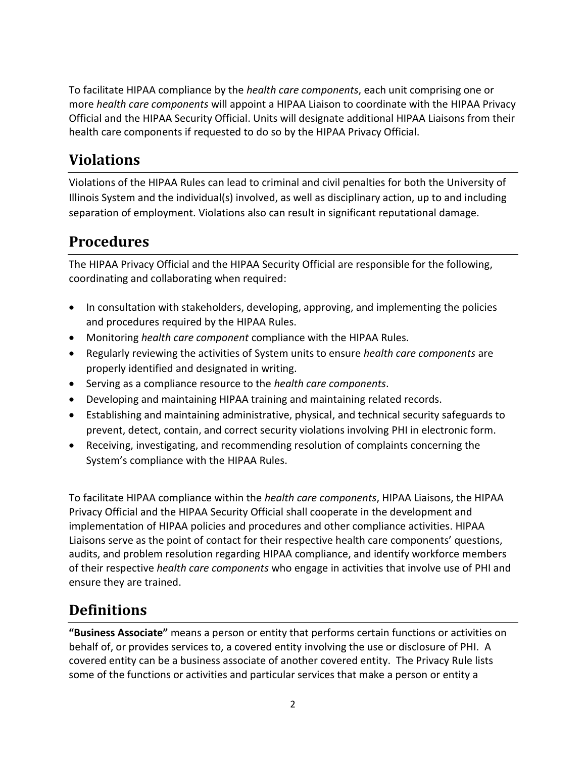To facilitate HIPAA compliance by the *health care components*, each unit comprising one or more *health care components* will appoint a HIPAA Liaison to coordinate with the HIPAA Privacy Official and the HIPAA Security Official. Units will designate additional HIPAA Liaisons from their health care components if requested to do so by the HIPAA Privacy Official.

## Violations

Violations of the HIPAA Rules can lead to criminal and civil penalties for both the University of Illinois System and the individual(s) involved, as well as disciplinary action, up to and including separation of employment. Violations also can result in significant reputational damage.

## Procedures

The HIPAA Privacy Official and the HIPAA Security Official are responsible for the following, coordinating and collaborating when required:

- In consultation with stakeholders, developing, approving, and implementing the policies and procedures required by the HIPAA Rules.
- Monitoring *health care component* compliance with the HIPAA Rules.
- Regularly reviewing the activities of System units to ensure *health care components* are properly identified and designated in writing.
- Serving as a compliance resource to the *health care components*.
- Developing and maintaining HIPAA training and maintaining related records.
- Establishing and maintaining administrative, physical, and technical security safeguards to prevent, detect, contain, and correct security violations involving PHI in electronic form.
- Receiving, investigating, and recommending resolution of complaints concerning the System's compliance with the HIPAA Rules.

To facilitate HIPAA compliance within the *health care components*, HIPAA Liaisons, the HIPAA Privacy Official and the HIPAA Security Official shall cooperate in the development and implementation of HIPAA policies and procedures and other compliance activities. HIPAA Liaisons serve as the point of contact for their respective health care components' questions, audits, and problem resolution regarding HIPAA compliance, and identify workforce members of their respective *health care components* who engage in activities that involve use of PHI and ensure they are trained.

## Definitions

**"Business Associate"** means a person or entity that performs certain functions or activities on behalf of, or provides services to, a covered entity involving the use or disclosure of PHI. A covered entity can be a business associate of another covered entity. The Privacy Rule lists some of the functions or activities and particular services that make a person or entity a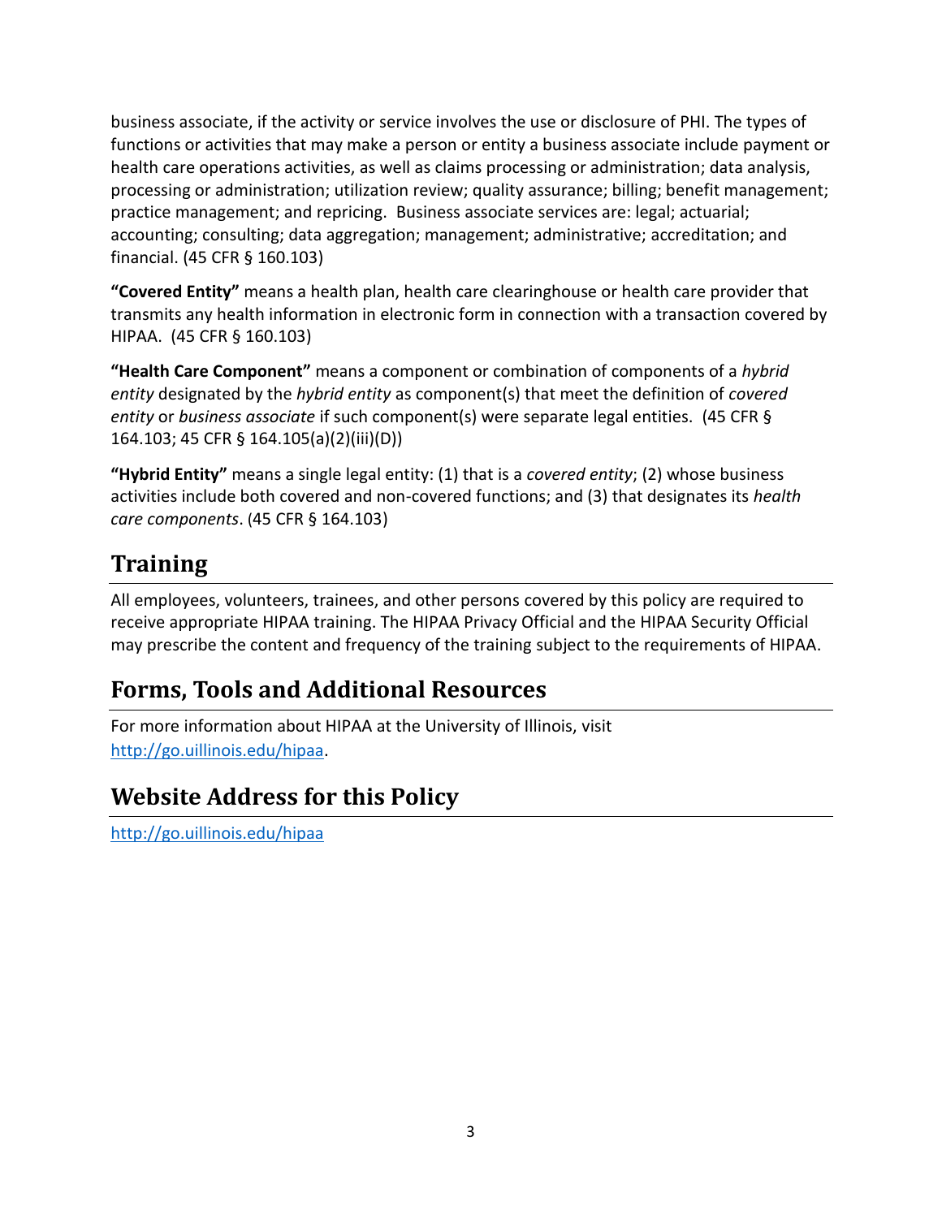business associate, if the activity or service involves the use or disclosure of PHI. The types of functions or activities that may make a person or entity a business associate include payment or health care operations activities, as well as claims processing or administration; data analysis, processing or administration; utilization review; quality assurance; billing; benefit management; practice management; and repricing.  Business associate services are: legal; actuarial; accounting; consulting; data aggregation; management; administrative; accreditation; and financial. (45 CFR § 160.103)

**"Covered Entity"** means a health plan, health care clearinghouse or health care provider that transmits any health information in electronic form in connection with a transaction covered by HIPAA.  (45 CFR § 160.103)

**"Health Care Component"** means a component or combination of components of a *hybrid entity* designated by the *hybrid entity* as component(s) that meet the definition of *covered entity* or *business associate* if such component(s) were separate legal entities.  (45 CFR § 164.103; 45 CFR § 164.105(a)(2)(iii)(D))

**"Hybrid Entity"** means a single legal entity: (1) that is a *covered entity*; (2) whose business activities include both covered and non-covered functions; and (3) that designates its *health care components*. (45 CFR § 164.103)

## Training

All employees, volunteers, trainees, and other persons covered by this policy are required to receive appropriate HIPAA training. The HIPAA Privacy Official and the HIPAA Security Official may prescribe the content and frequency of the training subject to the requirements of HIPAA.

## Forms, Tools and Additional Resources

For more information about HIPAA at the University of Illinois, visit [http://go.uillinois.edu/hipaa](http://go.uillinois.edu/hipaa).

## Website Address for this Policy

[http://go.uillinois.edu/hipaa](http://go.uillinois.edu/hipaa)